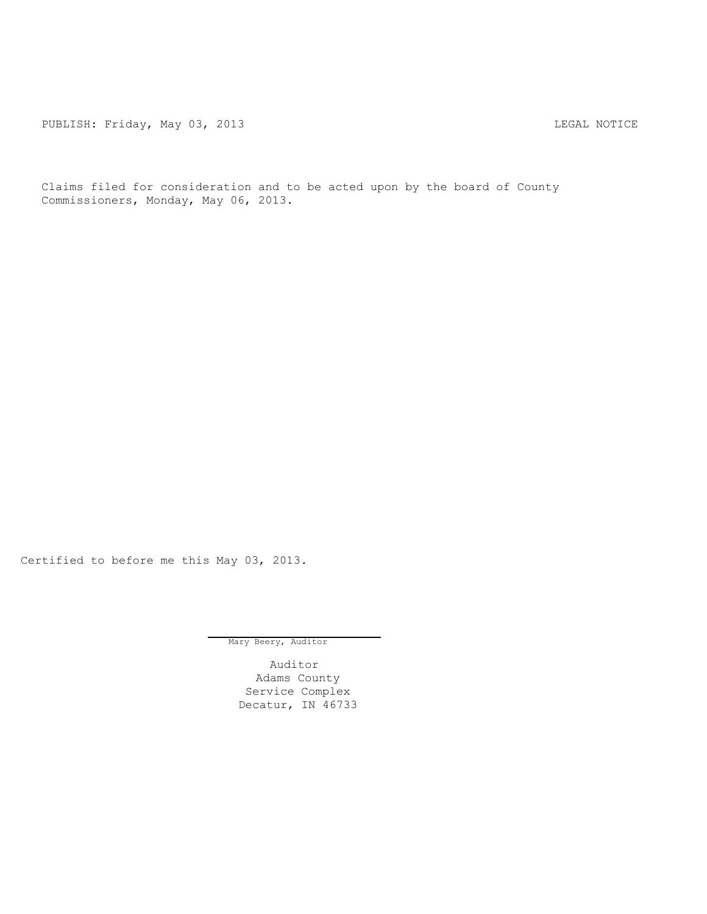PUBLISH: Friday, May 03, 2013 LEGAL NOTICE

Claims filed for consideration and to be acted upon by the board of County Commissioners, Monday, May 06, 2013.

Certified to before me this May 03, 2013.

Mary Beery, Auditor

Auditor
Adams County
Service Complex
Decatur, IN 46733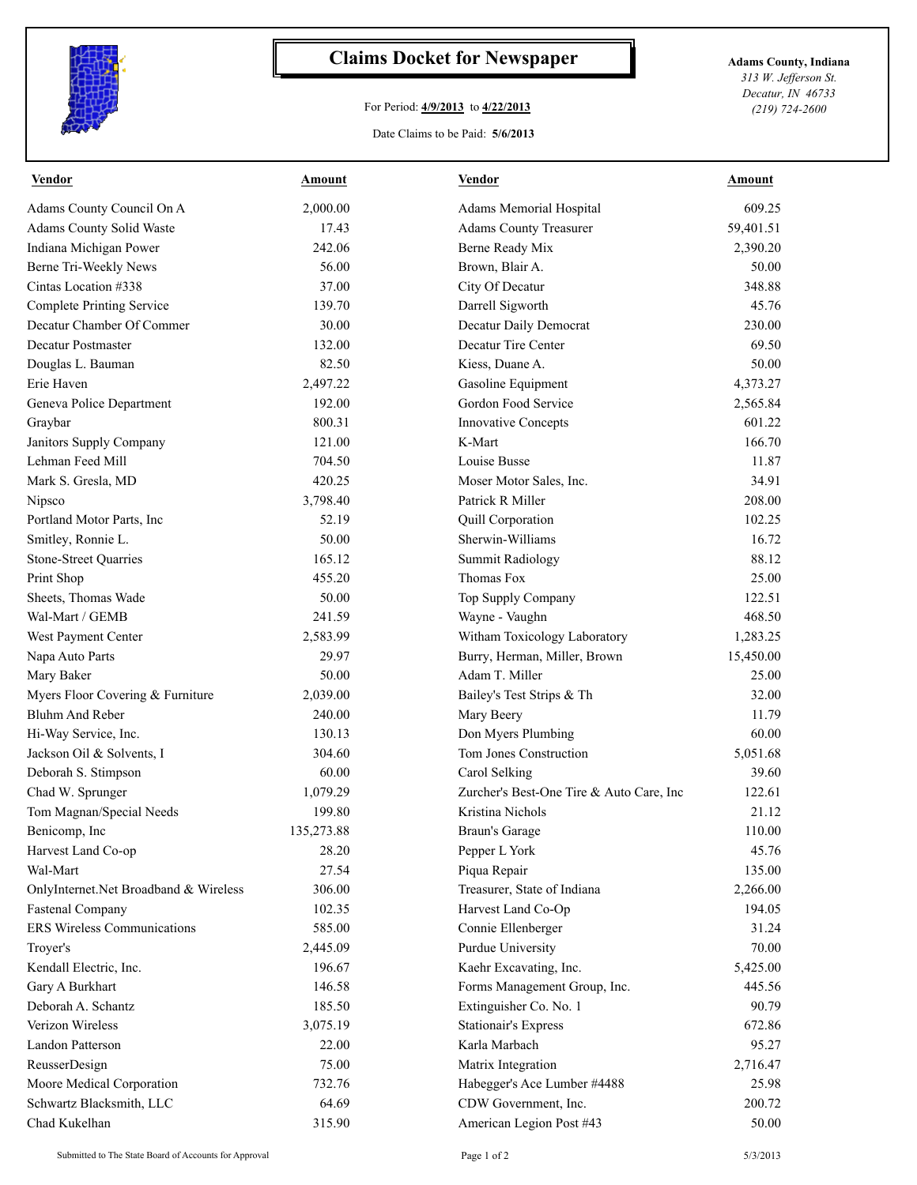# Claims Docket for Newspaper

For Period: **4/9/2013** to **4/22/2013**

Date Claims to be Paid: **5/6/2013**

**Adams County, Indiana**
*313 W. Jefferson St.*
*Decatur, IN 46733*
*(219) 724-2600*

| Vendor | Amount | Vendor | Amount |
|---|---|---|---|
| Adams County Council On A | 2,000.00 | Adams Memorial Hospital | 609.25 |
| Adams County Solid Waste | 17.43 | Adams County Treasurer | 59,401.51 |
| Indiana Michigan Power | 242.06 | Berne Ready Mix | 2,390.20 |
| Berne Tri-Weekly News | 56.00 | Brown, Blair A. | 50.00 |
| Cintas Location #338 | 37.00 | City Of Decatur | 348.88 |
| Complete Printing Service | 139.70 | Darrell Sigworth | 45.76 |
| Decatur Chamber Of Commer | 30.00 | Decatur Daily Democrat | 230.00 |
| Decatur Postmaster | 132.00 | Decatur Tire Center | 69.50 |
| Douglas L. Bauman | 82.50 | Kiess, Duane A. | 50.00 |
| Erie Haven | 2,497.22 | Gasoline Equipment | 4,373.27 |
| Geneva Police Department | 192.00 | Gordon Food Service | 2,565.84 |
| Graybar | 800.31 | Innovative Concepts | 601.22 |
| Janitors Supply Company | 121.00 | K-Mart | 166.70 |
| Lehman Feed Mill | 704.50 | Louise Busse | 11.87 |
| Mark S. Gresla, MD | 420.25 | Moser Motor Sales, Inc. | 34.91 |
| Nipsco | 3,798.40 | Patrick R Miller | 208.00 |
| Portland Motor Parts, Inc | 52.19 | Quill Corporation | 102.25 |
| Smitley, Ronnie L. | 50.00 | Sherwin-Williams | 16.72 |
| Stone-Street Quarries | 165.12 | Summit Radiology | 88.12 |
| Print Shop | 455.20 | Thomas Fox | 25.00 |
| Sheets, Thomas Wade | 50.00 | Top Supply Company | 122.51 |
| Wal-Mart / GEMB | 241.59 | Wayne - Vaughn | 468.50 |
| West Payment Center | 2,583.99 | Witham Toxicology Laboratory | 1,283.25 |
| Napa Auto Parts | 29.97 | Burry, Herman, Miller, Brown | 15,450.00 |
| Mary Baker | 50.00 | Adam T. Miller | 25.00 |
| Myers Floor Covering & Furniture | 2,039.00 | Bailey's Test Strips & Th | 32.00 |
| Bluhm And Reber | 240.00 | Mary Beery | 11.79 |
| Hi-Way Service, Inc. | 130.13 | Don Myers Plumbing | 60.00 |
| Jackson Oil & Solvents, I | 304.60 | Tom Jones Construction | 5,051.68 |
| Deborah S. Stimpson | 60.00 | Carol Selking | 39.60 |
| Chad W. Sprunger | 1,079.29 | Zurcher's Best-One Tire & Auto Care, Inc | 122.61 |
| Tom Magnan/Special Needs | 199.80 | Kristina Nichols | 21.12 |
| Benicomp, Inc | 135,273.88 | Braun's Garage | 110.00 |
| Harvest Land Co-op | 28.20 | Pepper L York | 45.76 |
| Wal-Mart | 27.54 | Piqua Repair | 135.00 |
| OnlyInternet.Net Broadband & Wireless | 306.00 | Treasurer, State of Indiana | 2,266.00 |
| Fastenal Company | 102.35 | Harvest Land Co-Op | 194.05 |
| ERS Wireless Communications | 585.00 | Connie Ellenberger | 31.24 |
| Troyer's | 2,445.09 | Purdue University | 70.00 |
| Kendall Electric, Inc. | 196.67 | Kaehr Excavating, Inc. | 5,425.00 |
| Gary A Burkhart | 146.58 | Forms Management Group, Inc. | 445.56 |
| Deborah A. Schantz | 185.50 | Extinguisher Co. No. 1 | 90.79 |
| Verizon Wireless | 3,075.19 | Stationair's Express | 672.86 |
| Landon Patterson | 22.00 | Karla Marbach | 95.27 |
| ReusserDesign | 75.00 | Matrix Integration | 2,716.47 |
| Moore Medical Corporation | 732.76 | Habegger's Ace Lumber #4488 | 25.98 |
| Schwartz Blacksmith, LLC | 64.69 | CDW Government, Inc. | 200.72 |
| Chad Kukelhan | 315.90 | American Legion Post #43 | 50.00 |

Submitted to The State Board of Accounts for Approval

5/3/2013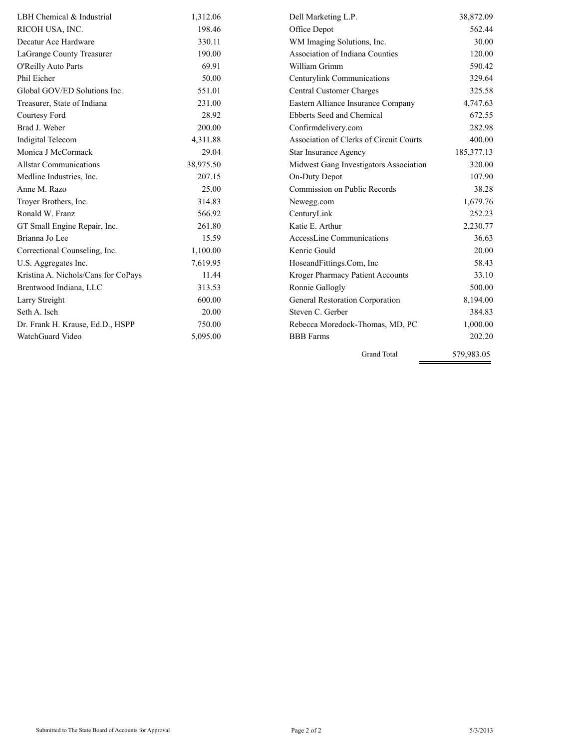| | | | |
|---|---|---|---|
| LBH Chemical & Industrial | 1,312.06 | Dell Marketing L.P. | 38,872.09 |
| RICOH USA, INC. | 198.46 | Office Depot | 562.44 |
| Decatur Ace Hardware | 330.11 | WM Imaging Solutions, Inc. | 30.00 |
| LaGrange County Treasurer | 190.00 | Association of Indiana Counties | 120.00 |
| O'Reilly Auto Parts | 69.91 | William Grimm | 590.42 |
| Phil Eicher | 50.00 | Centurylink Communications | 329.64 |
| Global GOV/ED Solutions Inc. | 551.01 | Central Customer Charges | 325.58 |
| Treasurer, State of Indiana | 231.00 | Eastern Alliance Insurance Company | 4,747.63 |
| Courtesy Ford | 28.92 | Ebberts Seed and Chemical | 672.55 |
| Brad J. Weber | 200.00 | Confirmdelivery.com | 282.98 |
| Indigital Telecom | 4,311.88 | Association of Clerks of Circuit Courts | 400.00 |
| Monica J McCormack | 29.04 | Star Insurance Agency | 185,377.13 |
| Allstar Communications | 38,975.50 | Midwest Gang Investigators Association | 320.00 |
| Medline Industries, Inc. | 207.15 | On-Duty Depot | 107.90 |
| Anne M. Razo | 25.00 | Commission on Public Records | 38.28 |
| Troyer Brothers, Inc. | 314.83 | Newegg.com | 1,679.76 |
| Ronald W. Franz | 566.92 | CenturyLink | 252.23 |
| GT Small Engine Repair, Inc. | 261.80 | Katie E. Arthur | 2,230.77 |
| Brianna Jo Lee | 15.59 | AccessLine Communications | 36.63 |
| Correctional Counseling, Inc. | 1,100.00 | Kenric Gould | 20.00 |
| U.S. Aggregates Inc. | 7,619.95 | HoseandFittings.Com, Inc | 58.43 |
| Kristina A. Nichols/Cans for CoPays | 11.44 | Kroger Pharmacy Patient Accounts | 33.10 |
| Brentwood Indiana, LLC | 313.53 | Ronnie Gallogly | 500.00 |
| Larry Streight | 600.00 | General Restoration Corporation | 8,194.00 |
| Seth A. Isch | 20.00 | Steven C. Gerber | 384.83 |
| Dr. Frank H. Krause, Ed.D., HSPP | 750.00 | Rebecca Moredock-Thomas, MD, PC | 1,000.00 |
| WatchGuard Video | 5,095.00 | BBB Farms | 202.20 |
| | | Grand Total | 579,983.05 |

Submitted to The State Board of Accounts for Approval

5/3/2013